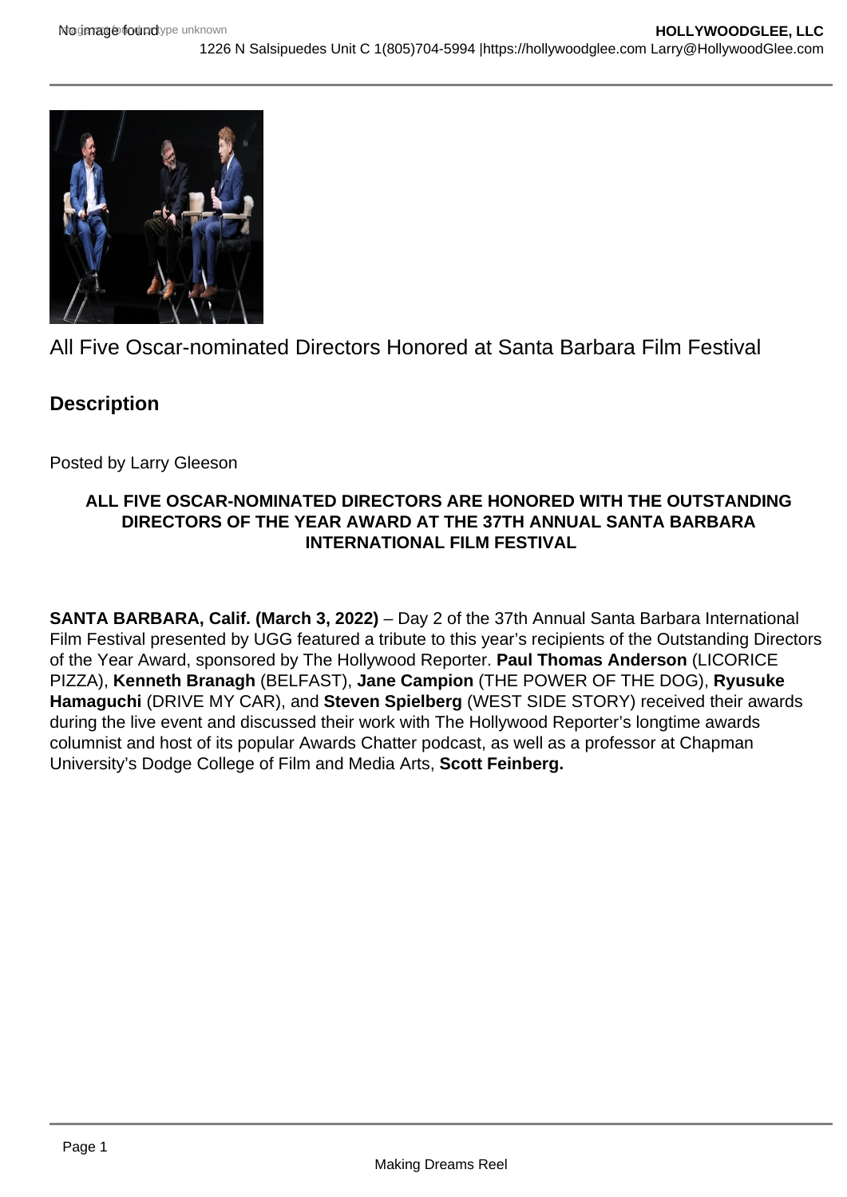All Five Oscar-nominated Directors Honored at Santa Barbara Film Festival

## Description

Posted by Larry Gleeson

**ALL FIVE OSCAR-NOMINATED DIRECTORS ARE HONORED WITH THE OUTSTANDING DIRECTORS OF THE YEAR AWARD AT THE 37TH ANNUAL SANTA BARBARA INTERNATIONAL FILM FESTIVAL**

**SANTA BARBARA, Calif. (March 3, 2022)** – Day 2 of the 37th Annual Santa Barbara International Film Festival presented by UGG featured a tribute to this year's recipients of the Outstanding Directors of the Year Award, sponsored by The Hollywood Reporter. **Paul Thomas Anderson** (LICORICE PIZZA), **Kenneth Branagh** (BELFAST), **Jane Campion** (THE POWER OF THE DOG), **Ryusuke Hamaguchi** (DRIVE MY CAR), and **Steven Spielberg** (WEST SIDE STORY) received their awards during the live event and discussed their work with The Hollywood Reporter's longtime awards columnist and host of its popular Awards Chatter podcast, as well as a professor at Chapman University's Dodge College of Film and Media Arts, **Scott Feinberg.**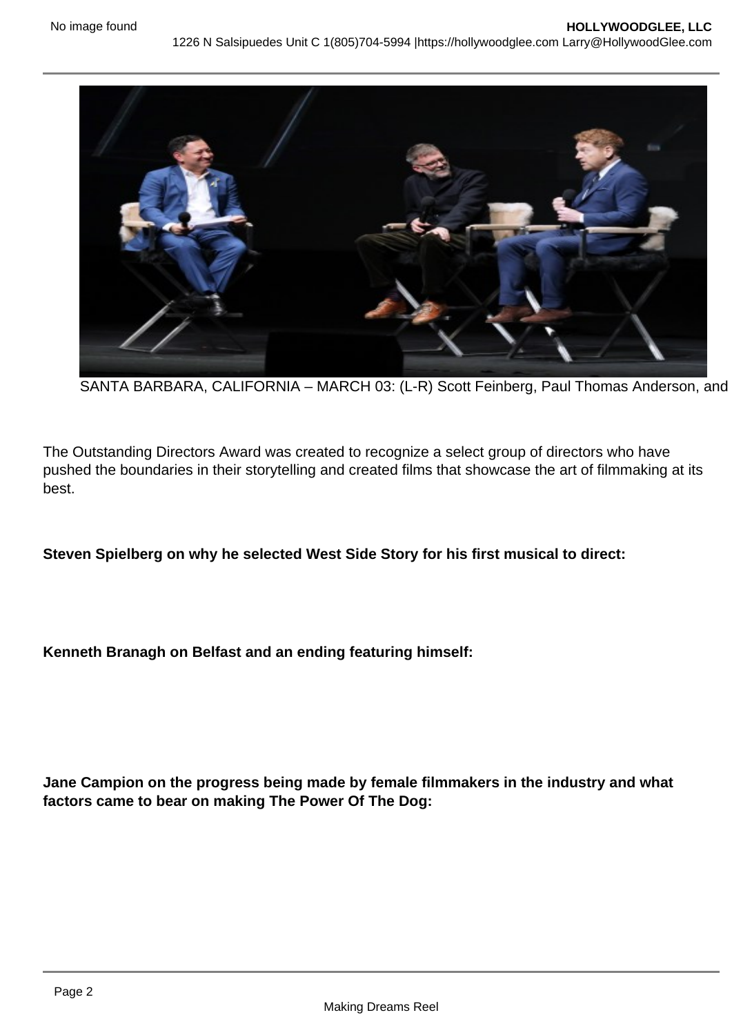SANTA BARBARA, CALIFORNIA – MARCH 03: (L-R) Scott Feinberg, Paul Thomas Anderson, and

The Outstanding Directors Award was created to recognize a select group of directors who have pushed the boundaries in their storytelling and created films that showcase the art of filmmaking at its best.

**Steven Spielberg on why he selected West Side Story for his first musical to direct:**

**Kenneth Branagh on Belfast and an ending featuring himself:**

**Jane Campion on the progress being made by female filmmakers in the industry and what factors came to bear on making The Power Of The Dog:**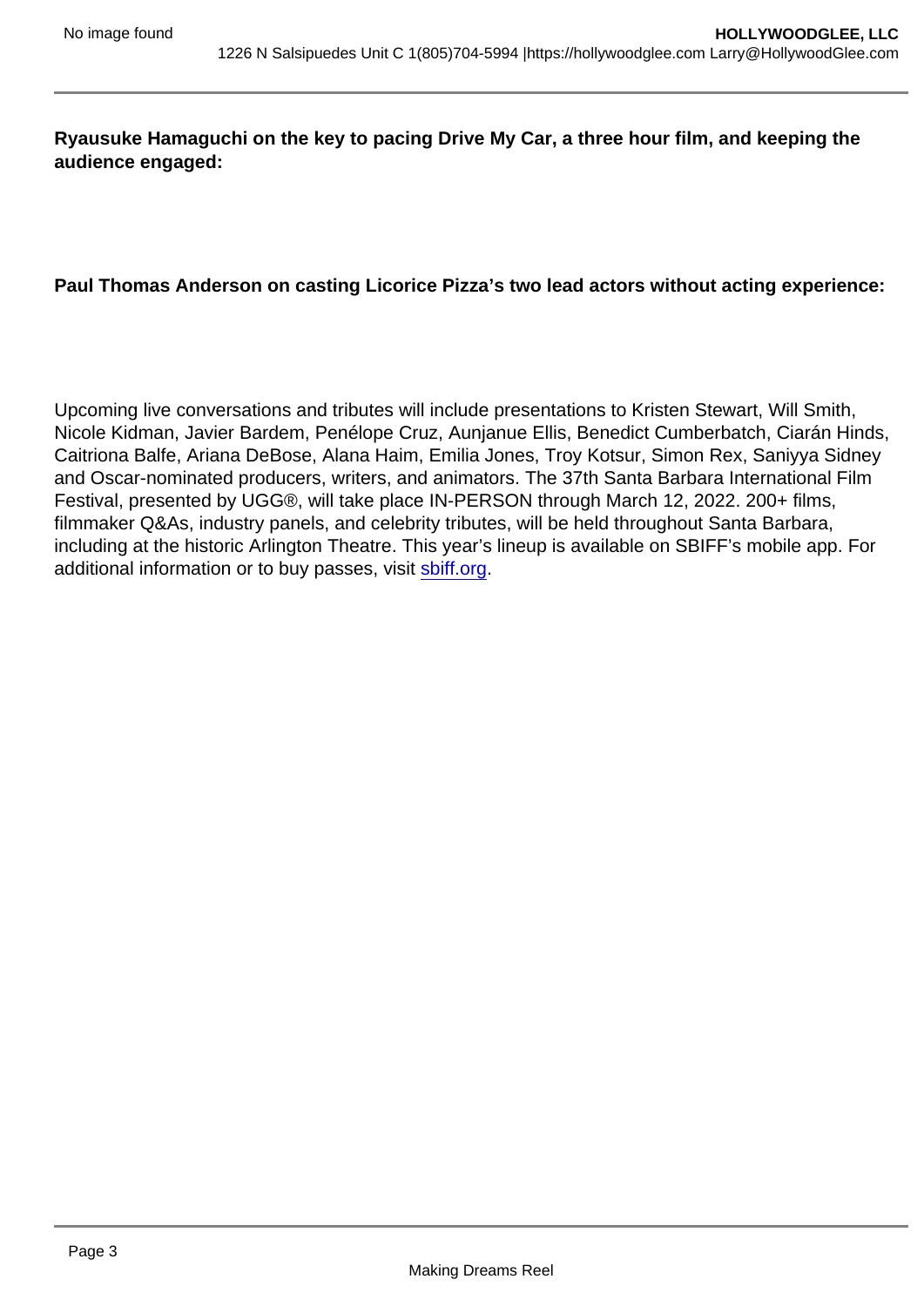**Ryausuke Hamaguchi on the key to pacing Drive My Car, a three hour film, and keeping the audience engaged:**

**Paul Thomas Anderson on casting Licorice Pizza's two lead actors without acting experience:**

Upcoming live conversations and tributes will include presentations to Kristen Stewart, Will Smith, Nicole Kidman, Javier Bardem, Penélope Cruz, Aunjanue Ellis, Benedict Cumberbatch, Ciarán Hinds, Caitriona Balfe, Ariana DeBose, Alana Haim, Emilia Jones, Troy Kotsur, Simon Rex, Saniyya Sidney and Oscar-nominated producers, writers, and animators. The 37th Santa Barbara International Film Festival, presented by UGG®, will take place IN-PERSON through March 12, 2022. 200+ films, filmmaker Q&As, industry panels, and celebrity tributes, will be held throughout Santa Barbara, including at the historic Arlington Theatre. This year's lineup is available on SBIFF's mobile app. For additional information or to buy passes, visit [sbiff.org](https://sbiff.org).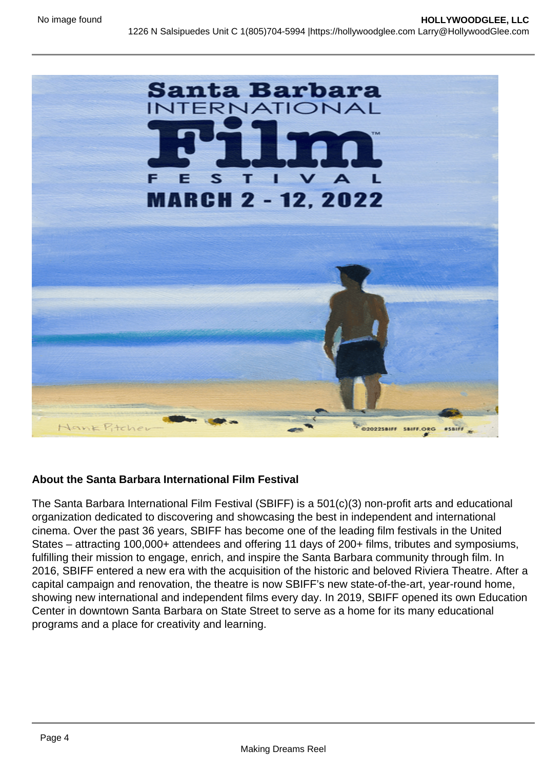**About the Santa Barbara International Film Festival**

The Santa Barbara International Film Festival (SBIFF) is a 501(c)(3) non-profit arts and educational organization dedicated to discovering and showcasing the best in independent and international cinema. Over the past 36 years, SBIFF has become one of the leading film festivals in the United States – attracting 100,000+ attendees and offering 11 days of 200+ films, tributes and symposiums, fulfilling their mission to engage, enrich, and inspire the Santa Barbara community through film. In 2016, SBIFF entered a new era with the acquisition of the historic and beloved Riviera Theatre. After a capital campaign and renovation, the theatre is now SBIFF's new state-of-the-art, year-round home, showing new international and independent films every day. In 2019, SBIFF opened its own Education Center in downtown Santa Barbara on State Street to serve as a home for its many educational programs and a place for creativity and learning.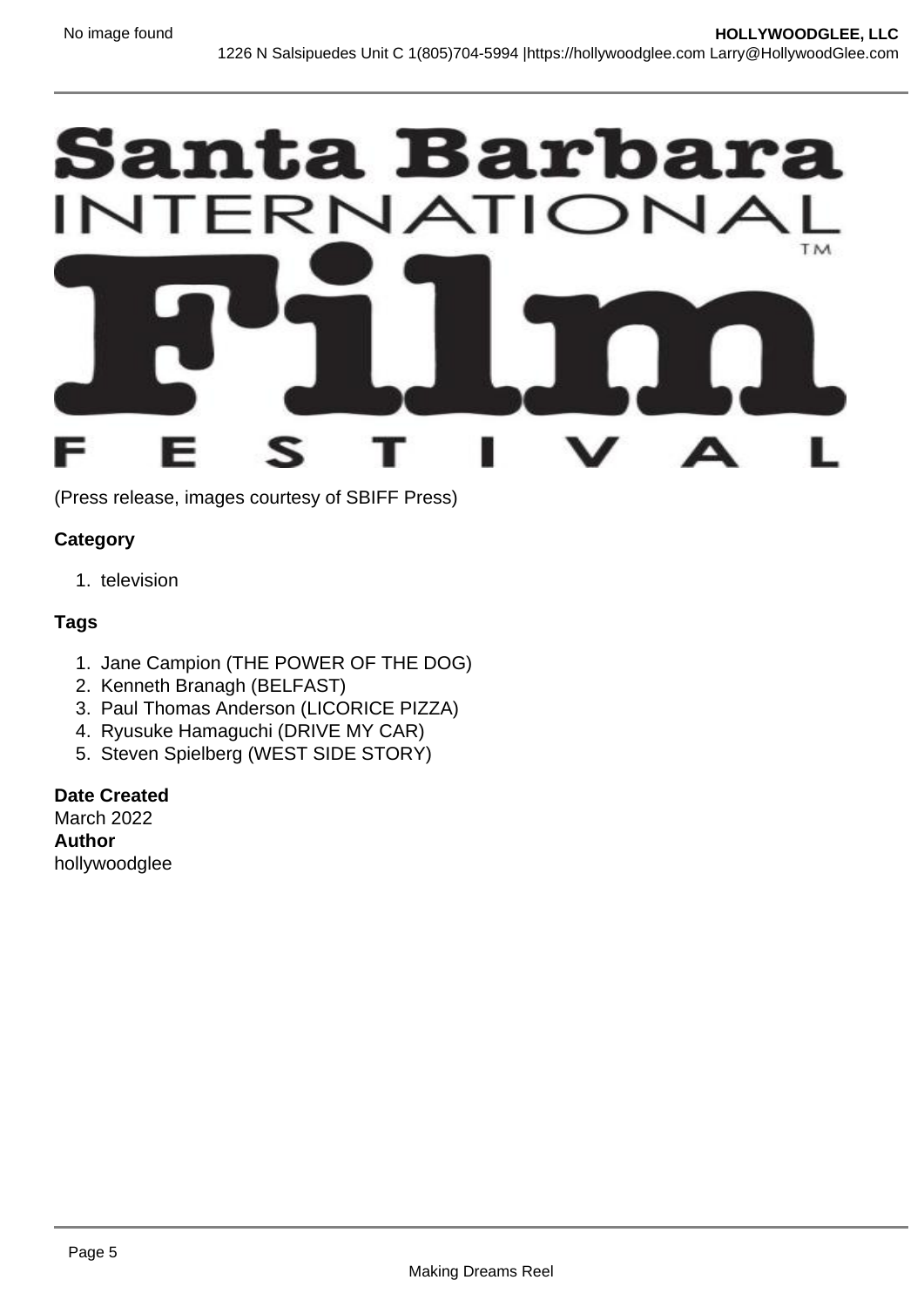(Press release, images courtesy of SBIFF Press)

**Category**

1. television

**Tags**

1. Jane Campion (THE POWER OF THE DOG)
2. Kenneth Branagh (BELFAST)
3. Paul Thomas Anderson (LICORICE PIZZA)
4. Ryusuke Hamaguchi (DRIVE MY CAR)
5. Steven Spielberg (WEST SIDE STORY)

**Date Created**
March 2022
**Author**
hollywoodglee